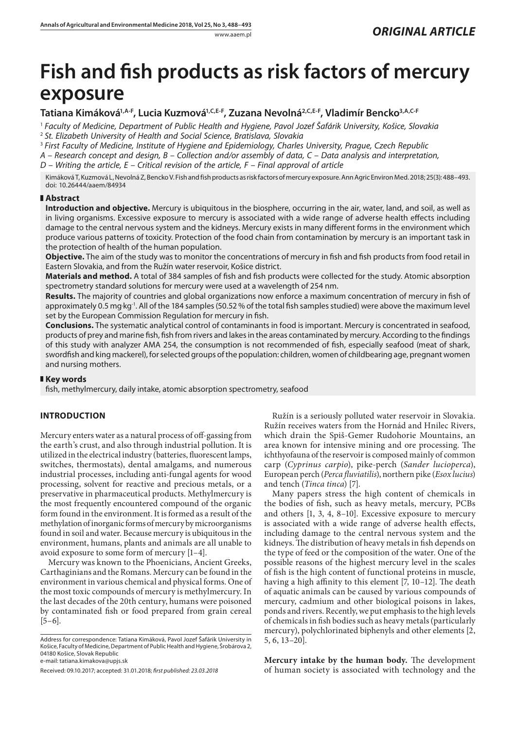*ORIGINAL ARTICLE*

# Fish and fish products as risk factors of mercury exposure

**Tatiana Kimáková[1,A-F], Lucia Kuzmová[1,C,E-F], Zuzana Nevolná[2,C,E-F], Vladimír Bencko[3,A,C-F]**

[1] *Faculty of Medicine, Department of Public Health and Hygiene, Pavol Jozef Šafárik University, Košice, Slovakia*
[2] *St. Elizabeth University of Health and Social Science, Bratislava, Slovakia*
[3] *First Faculty of Medicine, Institute of Hygiene and Epidemiology, Charles University, Prague, Czech Republic*
*A – Research concept and design, B – Collection and/or assembly of data, C – Data analysis and interpretation, D – Writing the article, E – Critical revision of the article, F – Final approval of article*

Kimáková T, Kuzmová L, Nevolná Z, Bencko V. Fish and fish products as risk factors of mercury exposure. Ann Agric Environ Med. 2018; 25(3): 488–493. doi: 10.26444/aaem/84934

## Abstract

**Introduction and objective.** Mercury is ubiquitous in the biosphere, occurring in the air, water, land, and soil, as well as in living organisms. Excessive exposure to mercury is associated with a wide range of adverse health effects including damage to the central nervous system and the kidneys. Mercury exists in many different forms in the environment which produce various patterns of toxicity. Protection of the food chain from contamination by mercury is an important task in the protection of health of the human population.

**Objective.** The aim of the study was to monitor the concentrations of mercury in fish and fish products from food retail in Eastern Slovakia, and from the Ružín water reservoir, Košice district.

**Materials and method.** A total of 384 samples of fish and fish products were collected for the study. Atomic absorption spectrometry standard solutions for mercury were used at a wavelength of 254 nm.

**Results.** The majority of countries and global organizations now enforce a maximum concentration of mercury in fish of approximately 0.5 mg·kg$^{-1}$. All of the 184 samples (50.52 % of the total fish samples studied) were above the maximum level set by the European Commission Regulation for mercury in fish.

**Conclusions.** The systematic analytical control of contaminants in food is important. Mercury is concentrated in seafood, products of prey and marine fish, fish from rivers and lakes in the areas contaminated by mercury. According to the findings of this study with analyzer AMA 254, the consumption is not recommended of fish, especially seafood (meat of shark, swordfish and king mackerel), for selected groups of the population: children, women of childbearing age, pregnant women and nursing mothers.

## Key words

fish, methylmercury, daily intake, atomic absorption spectrometry, seafood

## INTRODUCTION

Mercury enters water as a natural process of off-gassing from the earth's crust, and also through industrial pollution. It is utilized in the electrical industry (batteries, fluorescent lamps, switches, thermostats), dental amalgams, and numerous industrial processes, including anti-fungal agents for wood processing, solvent for reactive and precious metals, or a preservative in pharmaceutical products. Methylmercury is the most frequently encountered compound of the organic form found in the environment. It is formed as a result of the methylation of inorganic forms of mercury by microorganisms found in soil and water. Because mercury is ubiquitous in the environment, humans, plants and animals are all unable to avoid exposure to some form of mercury [1–4].

Mercury was known to the Phoenicians, Ancient Greeks, Carthaginians and the Romans. Mercury can be found in the environment in various chemical and physical forms. One of the most toxic compounds of mercury is methylmercury. In the last decades of the 20th century, humans were poisoned by contaminated fish or food prepared from grain cereal [5–6].

Address for correspondence: Tatiana Kimáková, Pavol Jozef Šafárik University in Košice, Faculty of Medicine, Department of Public Health and Hygiene, Šrobárova 2, 04180 Košice, Slovak Republic
e-mail: tatiana.kimakova@upjs.sk

Received: 09.10.2017; accepted: 31.01.2018; *first published: 23.03.2018*

Ružín is a seriously polluted water reservoir in Slovakia. Ružín receives waters from the Hornád and Hnilec Rivers, which drain the Spiš-Gemer Rudohorie Mountains, an area known for intensive mining and ore processing. The ichthyofauna of the reservoir is composed mainly of common carp (*Cyprinus carpio*), pike-perch (*Sander lucioperca*), European perch (*Perca fluviatilis*), northern pike (*Esox lucius*) and tench (*Tinca tinca*) [7].

Many papers stress the high content of chemicals in the bodies of fish, such as heavy metals, mercury, PCBs and others [1, 3, 4, 8–10]. Excessive exposure to mercury is associated with a wide range of adverse health effects, including damage to the central nervous system and the kidneys. The distribution of heavy metals in fish depends on the type of feed or the composition of the water. One of the possible reasons of the highest mercury level in the scales of fish is the high content of functional proteins in muscle, having a high affinity to this element [7, 10–12]. The death of aquatic animals can be caused by various compounds of mercury, cadmium and other biological poisons in lakes, ponds and rivers. Recently, we put emphasis to the high levels of chemicals in fish bodies such as heavy metals (particularly mercury), polychlorinated biphenyls and other elements [2, 5, 6, 13–20].

**Mercury intake by the human body.** The development of human society is associated with technology and the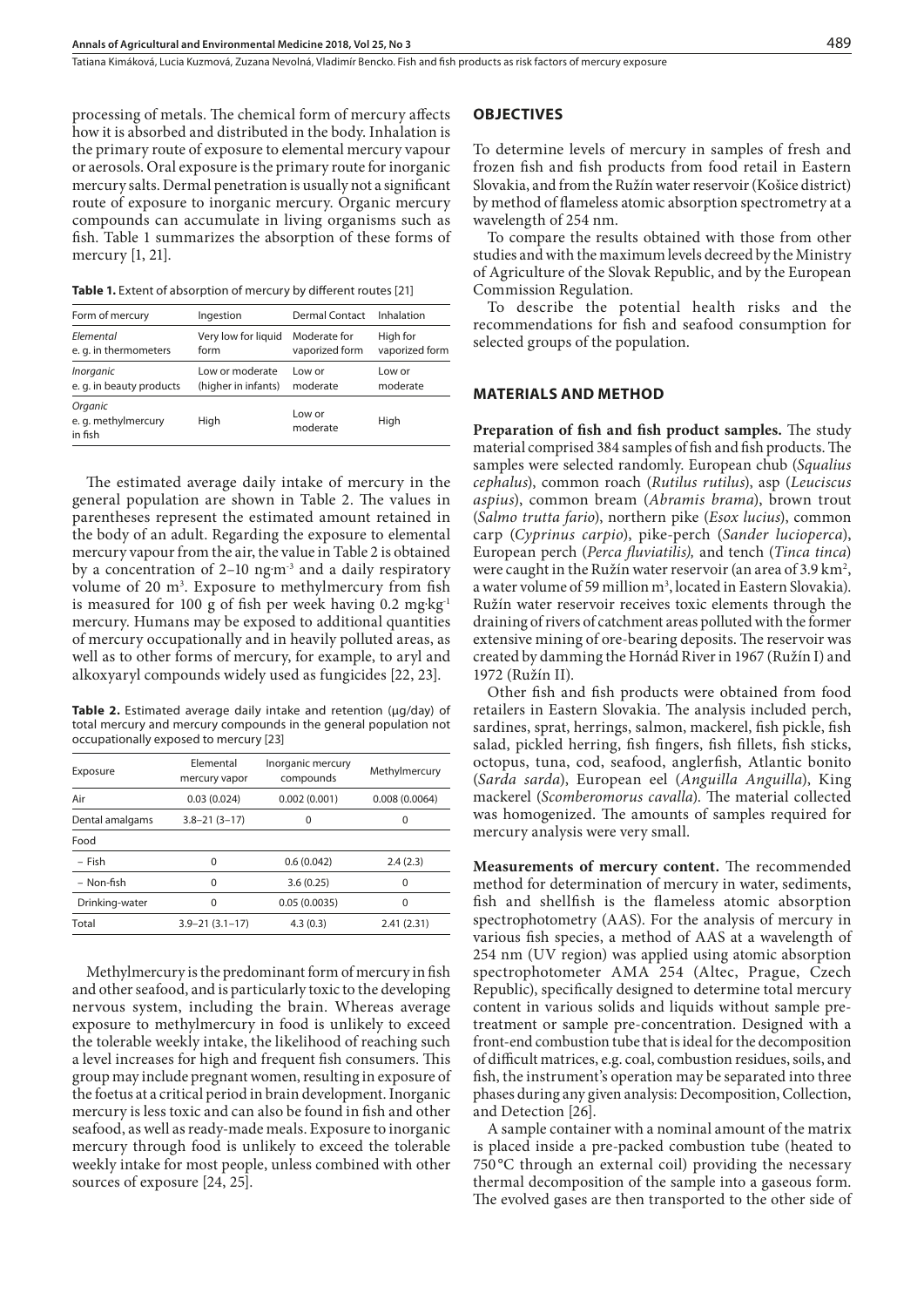processing of metals. The chemical form of mercury affects how it is absorbed and distributed in the body. Inhalation is the primary route of exposure to elemental mercury vapour or aerosols. Oral exposure is the primary route for inorganic mercury salts. Dermal penetration is usually not a significant route of exposure to inorganic mercury. Organic mercury compounds can accumulate in living organisms such as fish. Table 1 summarizes the absorption of these forms of mercury [1, 21].

**Table 1.** Extent of absorption of mercury by different routes [21]

| Form of mercury | Ingestion | Dermal Contact | Inhalation |
|---|---|---|---|
| *Elemental* e. g. in thermometers | Very low for liquid form | Moderate for vaporized form | High for vaporized form |
| *Inorganic* e. g. in beauty products | Low or moderate (higher in infants) | Low or moderate | Low or moderate |
| *Organic* e. g. methylmercury in fish | High | Low or moderate | High |

The estimated average daily intake of mercury in the general population are shown in Table 2. The values in parentheses represent the estimated amount retained in the body of an adult. Regarding the exposure to elemental mercury vapour from the air, the value in Table 2 is obtained by a concentration of 2–10 ng·m$^{-3}$ and a daily respiratory volume of 20 m$^3$. Exposure to methylmercury from fish is measured for 100 g of fish per week having 0.2 mg·kg$^{-1}$ mercury. Humans may be exposed to additional quantities of mercury occupationally and in heavily polluted areas, as well as to other forms of mercury, for example, to aryl and alkoxyaryl compounds widely used as fungicides [22, 23].

**Table 2.** Estimated average daily intake and retention (µg/day) of total mercury and mercury compounds in the general population not occupationally exposed to mercury [23]

| Exposure | Elemental mercury vapor | Inorganic mercury compounds | Methylmercury |
|---|---|---|---|
| Air | 0.03 (0.024) | 0.002 (0.001) | 0.008 (0.0064) |
| Dental amalgams | 3.8–21 (3–17) | 0 | 0 |
| Food | | | |
| – Fish | 0 | 0.6 (0.042) | 2.4 (2.3) |
| – Non-fish | 0 | 3.6 (0.25) | 0 |
| Drinking-water | 0 | 0.05 (0.0035) | 0 |
| Total | 3.9–21 (3.1–17) | 4.3 (0.3) | 2.41 (2.31) |

Methylmercury is the predominant form of mercury in fish and other seafood, and is particularly toxic to the developing nervous system, including the brain. Whereas exposure to methylmercury in food is unlikely to exceed the tolerable weekly intake, the likelihood of reaching such a level increases for high and frequent fish consumers. This group may include pregnant women, resulting in exposure of the foetus at a critical period in brain development. Inorganic mercury is less toxic and can also be found in fish and other seafood, as well as ready-made meals. Exposure to inorganic mercury through food is unlikely to exceed the tolerable weekly intake for most people, unless combined with other sources of exposure [24, 25].

## OBJECTIVES

To determine levels of mercury in samples of fresh and frozen fish and fish products from food retail in Eastern Slovakia, and from the Ružín water reservoir (Košice district) by method of flameless atomic absorption spectrometry at a wavelength of 254 nm.

To compare the results obtained with those from other studies and with the maximum levels decreed by the Ministry of Agriculture of the Slovak Republic, and by the European Commission Regulation.

To describe the potential health risks and the recommendations for fish and seafood consumption for selected groups of the population.

## MATERIALS AND METHOD

**Preparation of fish and fish product samples.** The study material comprised 384 samples of fish and fish products. The samples were selected randomly. European chub (*Squalius cephalus*), common roach (*Rutilus rutilus*), asp (*Leuciscus aspius*), common bream (*Abramis brama*), brown trout (*Salmo trutta fario*), northern pike (*Esox lucius*), common carp (*Cyprinus carpio*), pike-perch (*Sander lucioperca*), European perch (*Perca fluviatilis),* and tench (*Tinca tinca*) were caught in the Ružín water reservoir (an area of 3.9 km$^2$, a water volume of 59 million m$^3$, located in Eastern Slovakia). Ružín water reservoir receives toxic elements through the draining of rivers of catchment areas polluted with the former extensive mining of ore-bearing deposits. The reservoir was created by damming the Hornád River in 1967 (Ružín I) and 1972 (Ružín II).

Other fish and fish products were obtained from food retailers in Eastern Slovakia. The analysis included perch, sardines, sprat, herrings, salmon, mackerel, fish pickle, fish salad, pickled herring, fish fingers, fish fillets, fish sticks, octopus, tuna, cod, seafood, anglerfish, Atlantic bonito (*Sarda sarda*), European eel (*Anguilla Anguilla*), King mackerel (*Scomberomorus cavalla*). The material collected was homogenized. The amounts of samples required for mercury analysis were very small.

**Measurements of mercury content.** The recommended method for determination of mercury in water, sediments, fish and shellfish is the flameless atomic absorption spectrophotometry (AAS). For the analysis of mercury in various fish species, a method of AAS at a wavelength of 254 nm (UV region) was applied using atomic absorption spectrophotometer AMA 254 (Altec, Prague, Czech Republic), specifically designed to determine total mercury content in various solids and liquids without sample pre-treatment or sample pre-concentration. Designed with a front-end combustion tube that is ideal for the decomposition of difficult matrices, e.g. coal, combustion residues, soils, and fish, the instrument's operation may be separated into three phases during any given analysis: Decomposition, Collection, and Detection [26].

A sample container with a nominal amount of the matrix is placed inside a pre-packed combustion tube (heated to 750 °C through an external coil) providing the necessary thermal decomposition of the sample into a gaseous form. The evolved gases are then transported to the other side of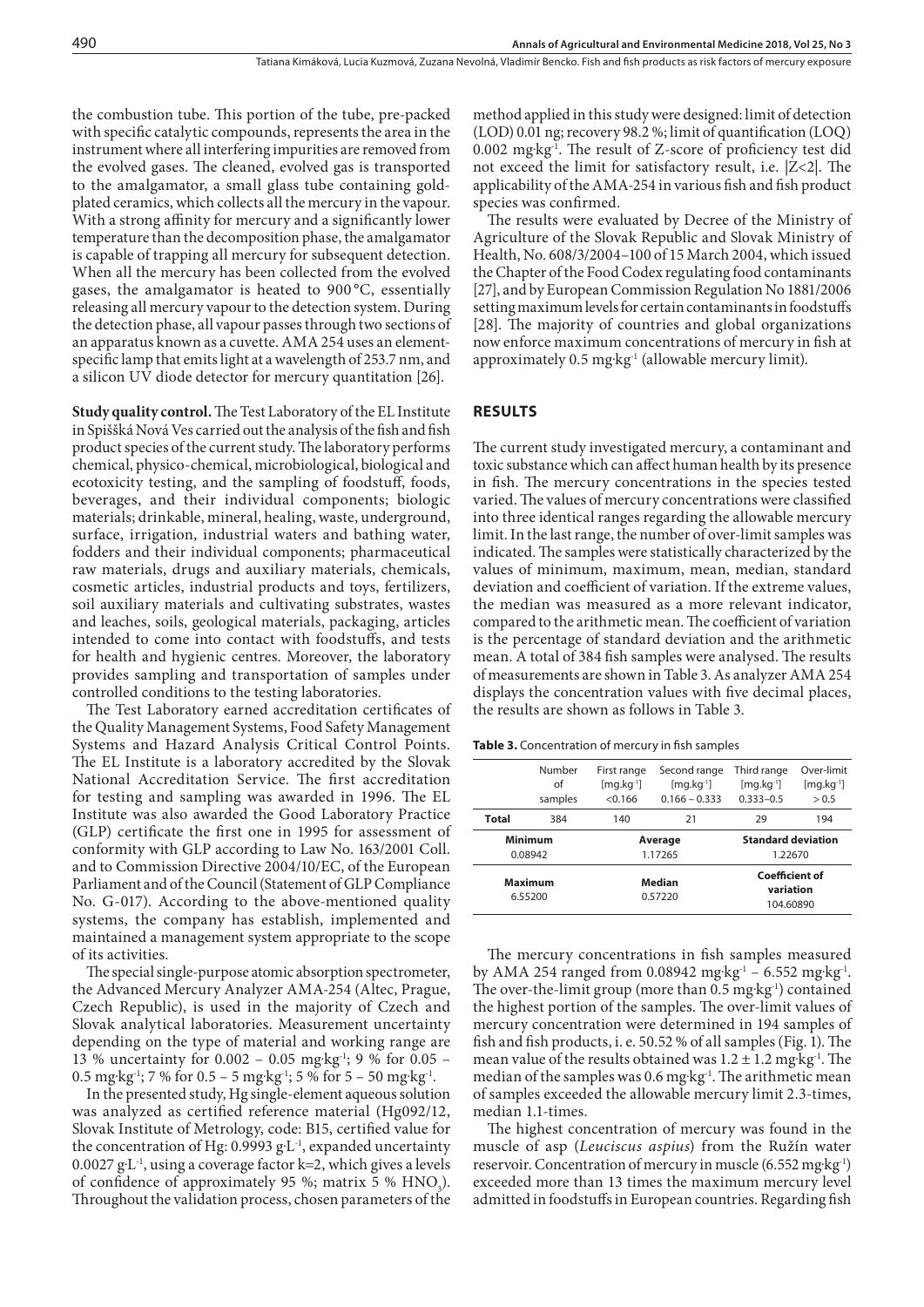the combustion tube. This portion of the tube, pre-packed with specific catalytic compounds, represents the area in the instrument where all interfering impurities are removed from the evolved gases. The cleaned, evolved gas is transported to the amalgamator, a small glass tube containing gold-plated ceramics, which collects all the mercury in the vapour. With a strong affinity for mercury and a significantly lower temperature than the decomposition phase, the amalgamator is capable of trapping all mercury for subsequent detection. When all the mercury has been collected from the evolved gases, the amalgamator is heated to 900 °C, essentially releasing all mercury vapour to the detection system. During the detection phase, all vapour passes through two sections of an apparatus known as a cuvette. AMA 254 uses an element-specific lamp that emits light at a wavelength of 253.7 nm, and a silicon UV diode detector for mercury quantitation [26].

**Study quality control.** The Test Laboratory of the EL Institute in Spišská Nová Ves carried out the analysis of the fish and fish product species of the current study. The laboratory performs chemical, physico-chemical, microbiological, biological and ecotoxicity testing, and the sampling of foodstuff, foods, beverages, and their individual components; biologic materials; drinkable, mineral, healing, waste, underground, surface, irrigation, industrial waters and bathing water, fodders and their individual components; pharmaceutical raw materials, drugs and auxiliary materials, chemicals, cosmetic articles, industrial products and toys, fertilizers, soil auxiliary materials and cultivating substrates, wastes and leaches, soils, geological materials, packaging, articles intended to come into contact with foodstuffs, and tests for health and hygienic centres. Moreover, the laboratory provides sampling and transportation of samples under controlled conditions to the testing laboratories.

The Test Laboratory earned accreditation certificates of the Quality Management Systems, Food Safety Management Systems and Hazard Analysis Critical Control Points. The EL Institute is a laboratory accredited by the Slovak National Accreditation Service. The first accreditation for testing and sampling was awarded in 1996. The EL Institute was also awarded the Good Laboratory Practice (GLP) certificate the first one in 1995 for assessment of conformity with GLP according to Law No. 163/2001 Coll. and to Commission Directive 2004/10/EC, of the European Parliament and of the Council (Statement of GLP Compliance No. G-017). According to the above-mentioned quality systems, the company has establish, implemented and maintained a management system appropriate to the scope of its activities.

The special single-purpose atomic absorption spectrometer, the Advanced Mercury Analyzer AMA-254 (Altec, Prague, Czech Republic), is used in the majority of Czech and Slovak analytical laboratories. Measurement uncertainty depending on the type of material and working range are 13 % uncertainty for 0.002 – 0.05 mg·kg$^{-1}$; 9 % for 0.05 – 0.5 mg·kg$^{-1}$; 7 % for 0.5 – 5 mg·kg$^{-1}$; 5 % for 5 – 50 mg·kg$^{-1}$.

In the presented study, Hg single-element aqueous solution was analyzed as certified reference material (Hg092/12, Slovak Institute of Metrology, code: B15, certified value for the concentration of Hg: 0.9993 g·L$^{-1}$, expanded uncertainty 0.0027 g·L$^{-1}$, using a coverage factor k=2, which gives a levels of confidence of approximately 95 %; matrix 5 % $HNO_3$). Throughout the validation process, chosen parameters of the method applied in this study were designed: limit of detection (LOD) 0.01 ng; recovery 98.2 %; limit of quantification (LOQ) 0.002 mg·kg$^{-1}$. The result of Z-score of proficiency test did not exceed the limit for satisfactory result, i.e. |Z<2|. The applicability of the AMA-254 in various fish and fish product species was confirmed.

The results were evaluated by Decree of the Ministry of Agriculture of the Slovak Republic and Slovak Ministry of Health, No. 608/3/2004–100 of 15 March 2004, which issued the Chapter of the Food Codex regulating food contaminants [27], and by European Commission Regulation No 1881/2006 setting maximum levels for certain contaminants in foodstuffs [28]. The majority of countries and global organizations now enforce maximum concentrations of mercury in fish at approximately 0.5 mg·kg$^{-1}$ (allowable mercury limit).

## RESULTS

The current study investigated mercury, a contaminant and toxic substance which can affect human health by its presence in fish. The mercury concentrations in the species tested varied. The values of mercury concentrations were classified into three identical ranges regarding the allowable mercury limit. In the last range, the number of over-limit samples was indicated. The samples were statistically characterized by the values of minimum, maximum, mean, median, standard deviation and coefficient of variation. If the extreme values, the median was measured as a more relevant indicator, compared to the arithmetic mean. The coefficient of variation is the percentage of standard deviation and the arithmetic mean. A total of 384 fish samples were analysed. The results of measurements are shown in Table 3. As analyzer AMA 254 displays the concentration values with five decimal places, the results are shown as follows in Table 3.

**Table 3.** Concentration of mercury in fish samples

| | Number of samples | First range [mg.kg$^{-1}$] <0.166 | Second range [mg.kg$^{-1}$] 0.166 – 0.333 | Third range [mg.kg$^{-1}$] 0.333–0.5 | Over-limit [mg.kg$^{-1}$] > 0.5 |
|---|---|---|---|---|---|
| **Total** | 384 | 140 | 21 | 29 | 194 |
| **Minimum** 0.08942 | | **Average** 1.17265 | | **Standard deviation** 1.22670 | |
| **Maximum** 6.55200 | | **Median** 0.57220 | | **Coefficient of variation** 104.60890 | |

The mercury concentrations in fish samples measured by AMA 254 ranged from 0.08942 mg·kg$^{-1}$ – 6.552 mg·kg$^{-1}$. The over-the-limit group (more than 0.5 mg·kg$^{-1}$) contained the highest portion of the samples. The over-limit values of mercury concentration were determined in 194 samples of fish and fish products, i. e. 50.52 % of all samples (Fig. 1). The mean value of the results obtained was 1.2 ± 1.2 mg·kg$^{-1}$. The median of the samples was 0.6 mg·kg$^{-1}$. The arithmetic mean of samples exceeded the allowable mercury limit 2.3-times, median 1.1-times.

The highest concentration of mercury was found in the muscle of asp (*Leuciscus aspius*) from the Ružín water reservoir. Concentration of mercury in muscle (6.552 mg·kg$^{-1}$) exceeded more than 13 times the maximum mercury level admitted in foodstuffs in European countries. Regarding fish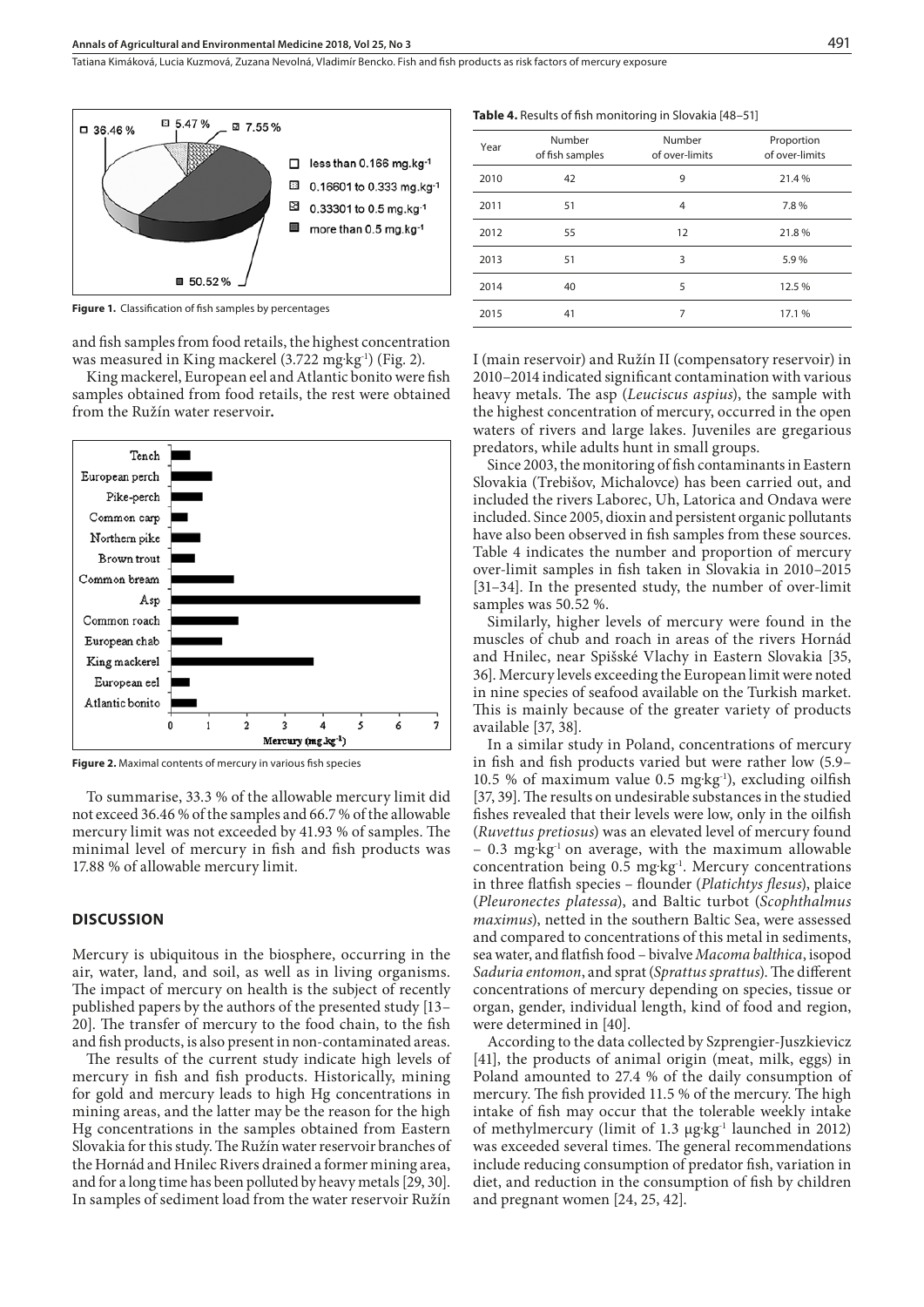Figure 1. Classification of fish samples by percentages

and fish samples from food retails, the highest concentration was measured in King mackerel (3.722 mg·kg$^{-1}$) (Fig. 2).

King mackerel, European eel and Atlantic bonito were fish samples obtained from food retails, the rest were obtained from the Ružín water reservoir.

Figure 2. Maximal contents of mercury in various fish species

To summarise, 33.3 % of the allowable mercury limit did not exceed 36.46 % of the samples and 66.7 % of the allowable mercury limit was not exceeded by 41.93 % of samples. The minimal level of mercury in fish and fish products was 17.88 % of allowable mercury limit.

## DISCUSSION

Mercury is ubiquitous in the biosphere, occurring in the air, water, land, and soil, as well as in living organisms. The impact of mercury on health is the subject of recently published papers by the authors of the presented study [13–20]. The transfer of mercury to the food chain, to the fish and fish products, is also present in non-contaminated areas.

The results of the current study indicate high levels of mercury in fish and fish products. Historically, mining for gold and mercury leads to high Hg concentrations in mining areas, and the latter may be the reason for the high Hg concentrations in the samples obtained from Eastern Slovakia for this study. The Ružín water reservoir branches of the Hornád and Hnilec Rivers drained a former mining area, and for a long time has been polluted by heavy metals [29, 30]. In samples of sediment load from the water reservoir Ružín I (main reservoir) and Ružín II (compensatory reservoir) in 2010–2014 indicated significant contamination with various heavy metals. The asp (*Leuciscus aspius*), the sample with the highest concentration of mercury, occurred in the open waters of rivers and large lakes. Juveniles are gregarious predators, while adults hunt in small groups.

**Table 4.** Results of fish monitoring in Slovakia [48–51]

| Year | Number of fish samples | Number of over-limits | Proportion of over-limits |
|---|---|---|---|
| 2010 | 42 | 9 | 21.4 % |
| 2011 | 51 | 4 | 7.8 % |
| 2012 | 55 | 12 | 21.8 % |
| 2013 | 51 | 3 | 5.9 % |
| 2014 | 40 | 5 | 12.5 % |
| 2015 | 41 | 7 | 17.1 % |

Since 2003, the monitoring of fish contaminants in Eastern Slovakia (Trebišov, Michalovce) has been carried out, and included the rivers Laborec, Uh, Latorica and Ondava were included. Since 2005, dioxin and persistent organic pollutants have also been observed in fish samples from these sources. Table 4 indicates the number and proportion of mercury over-limit samples in fish taken in Slovakia in 2010–2015 [31–34]. In the presented study, the number of over-limit samples was 50.52 %.

Similarly, higher levels of mercury were found in the muscles of chub and roach in areas of the rivers Hornád and Hnilec, near Spišské Vlachy in Eastern Slovakia [35, 36]. Mercury levels exceeding the European limit were noted in nine species of seafood available on the Turkish market. This is mainly because of the greater variety of products available [37, 38].

In a similar study in Poland, concentrations of mercury in fish and fish products varied but were rather low (5.9–10.5 % of maximum value 0.5 mg·kg$^{-1}$), excluding oilfish [37, 39]. The results on undesirable substances in the studied fishes revealed that their levels were low, only in the oilfish (*Ruvettus pretiosus*) was an elevated level of mercury found – 0.3 mg·kg$^{-1}$ on average, with the maximum allowable concentration being 0.5 mg·kg$^{-1}$. Mercury concentrations in three flatfish species – flounder (*Platichtys flesus*), plaice (*Pleuronectes platessa*), and Baltic turbot (*Scophthalmus maximus*), netted in the southern Baltic Sea, were assessed and compared to concentrations of this metal in sediments, sea water, and flatfish food – bivalve *Macoma balthica*, isopod *Saduria entomon*, and sprat (*Sprattus sprattus*). The different concentrations of mercury depending on species, tissue or organ, gender, individual length, kind of food and region, were determined in [40].

According to the data collected by Szprengier-Juszkievicz [41], the products of animal origin (meat, milk, eggs) in Poland amounted to 27.4 % of the daily consumption of mercury. The fish provided 11.5 % of the mercury. The high intake of fish may occur that the tolerable weekly intake of methylmercury (limit of 1.3 μg·kg$^{-1}$ launched in 2012) was exceeded several times. The general recommendations include reducing consumption of predator fish, variation in diet, and reduction in the consumption of fish by children and pregnant women [24, 25, 42].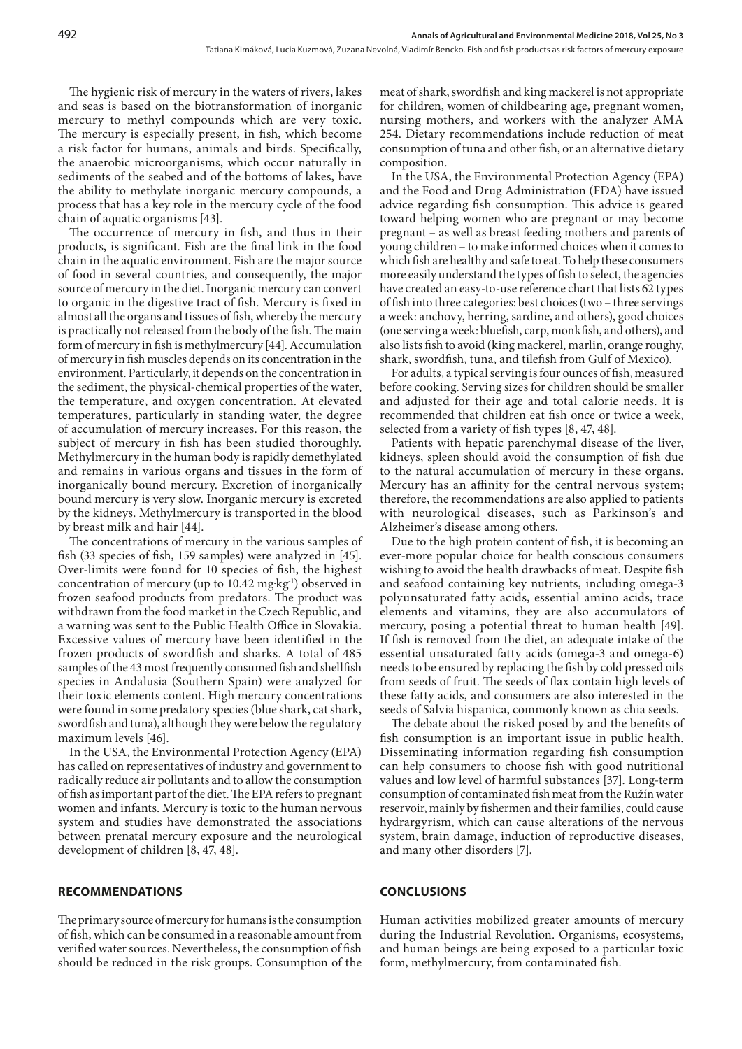The hygienic risk of mercury in the waters of rivers, lakes and seas is based on the biotransformation of inorganic mercury to methyl compounds which are very toxic. The mercury is especially present, in fish, which become a risk factor for humans, animals and birds. Specifically, the anaerobic microorganisms, which occur naturally in sediments of the seabed and of the bottoms of lakes, have the ability to methylate inorganic mercury compounds, a process that has a key role in the mercury cycle of the food chain of aquatic organisms [43].

The occurrence of mercury in fish, and thus in their products, is significant. Fish are the final link in the food chain in the aquatic environment. Fish are the major source of food in several countries, and consequently, the major source of mercury in the diet. Inorganic mercury can convert to organic in the digestive tract of fish. Mercury is fixed in almost all the organs and tissues of fish, whereby the mercury is practically not released from the body of the fish. The main form of mercury in fish is methylmercury [44]. Accumulation of mercury in fish muscles depends on its concentration in the environment. Particularly, it depends on the concentration in the sediment, the physical-chemical properties of the water, the temperature, and oxygen concentration. At elevated temperatures, particularly in standing water, the degree of accumulation of mercury increases. For this reason, the subject of mercury in fish has been studied thoroughly. Methylmercury in the human body is rapidly demethylated and remains in various organs and tissues in the form of inorganically bound mercury. Excretion of inorganically bound mercury is very slow. Inorganic mercury is excreted by the kidneys. Methylmercury is transported in the blood by breast milk and hair [44].

The concentrations of mercury in the various samples of fish (33 species of fish, 159 samples) were analyzed in [45]. Over-limits were found for 10 species of fish, the highest concentration of mercury (up to 10.42 $mg{\cdot}kg^{-1}$) observed in frozen seafood products from predators. The product was withdrawn from the food market in the Czech Republic, and a warning was sent to the Public Health Office in Slovakia. Excessive values of mercury have been identified in the frozen products of swordfish and sharks. A total of 485 samples of the 43 most frequently consumed fish and shellfish species in Andalusia (Southern Spain) were analyzed for their toxic elements content. High mercury concentrations were found in some predatory species (blue shark, cat shark, swordfish and tuna), although they were below the regulatory maximum levels [46].

In the USA, the Environmental Protection Agency (EPA) has called on representatives of industry and government to radically reduce air pollutants and to allow the consumption of fish as important part of the diet. The EPA refers to pregnant women and infants. Mercury is toxic to the human nervous system and studies have demonstrated the associations between prenatal mercury exposure and the neurological development of children [8, 47, 48].

## RECOMMENDATIONS

The primary source of mercury for humans is the consumption of fish, which can be consumed in a reasonable amount from verified water sources. Nevertheless, the consumption of fish should be reduced in the risk groups. Consumption of the meat of shark, swordfish and king mackerel is not appropriate for children, women of childbearing age, pregnant women, nursing mothers, and workers with the analyzer AMA 254. Dietary recommendations include reduction of meat consumption of tuna and other fish, or an alternative dietary composition.

In the USA, the Environmental Protection Agency (EPA) and the Food and Drug Administration (FDA) have issued advice regarding fish consumption. This advice is geared toward helping women who are pregnant or may become pregnant – as well as breast feeding mothers and parents of young children – to make informed choices when it comes to which fish are healthy and safe to eat. To help these consumers more easily understand the types of fish to select, the agencies have created an easy-to-use reference chart that lists 62 types of fish into three categories: best choices (two – three servings a week: anchovy, herring, sardine, and others), good choices (one serving a week: bluefish, carp, monkfish, and others), and also lists fish to avoid (king mackerel, marlin, orange roughy, shark, swordfish, tuna, and tilefish from Gulf of Mexico).

For adults, a typical serving is four ounces of fish, measured before cooking. Serving sizes for children should be smaller and adjusted for their age and total calorie needs. It is recommended that children eat fish once or twice a week, selected from a variety of fish types [8, 47, 48].

Patients with hepatic parenchymal disease of the liver, kidneys, spleen should avoid the consumption of fish due to the natural accumulation of mercury in these organs. Mercury has an affinity for the central nervous system; therefore, the recommendations are also applied to patients with neurological diseases, such as Parkinson's and Alzheimer's disease among others.

Due to the high protein content of fish, it is becoming an ever-more popular choice for health conscious consumers wishing to avoid the health drawbacks of meat. Despite fish and seafood containing key nutrients, including omega-3 polyunsaturated fatty acids, essential amino acids, trace elements and vitamins, they are also accumulators of mercury, posing a potential threat to human health [49]. If fish is removed from the diet, an adequate intake of the essential unsaturated fatty acids (omega-3 and omega-6) needs to be ensured by replacing the fish by cold pressed oils from seeds of fruit. The seeds of flax contain high levels of these fatty acids, and consumers are also interested in the seeds of Salvia hispanica, commonly known as chia seeds.

The debate about the risked posed by and the benefits of fish consumption is an important issue in public health. Disseminating information regarding fish consumption can help consumers to choose fish with good nutritional values and low level of harmful substances [37]. Long-term consumption of contaminated fish meat from the Ružín water reservoir, mainly by fishermen and their families, could cause hydrargyrism, which can cause alterations of the nervous system, brain damage, induction of reproductive diseases, and many other disorders [7].

## CONCLUSIONS

Human activities mobilized greater amounts of mercury during the Industrial Revolution. Organisms, ecosystems, and human beings are being exposed to a particular toxic form, methylmercury, from contaminated fish.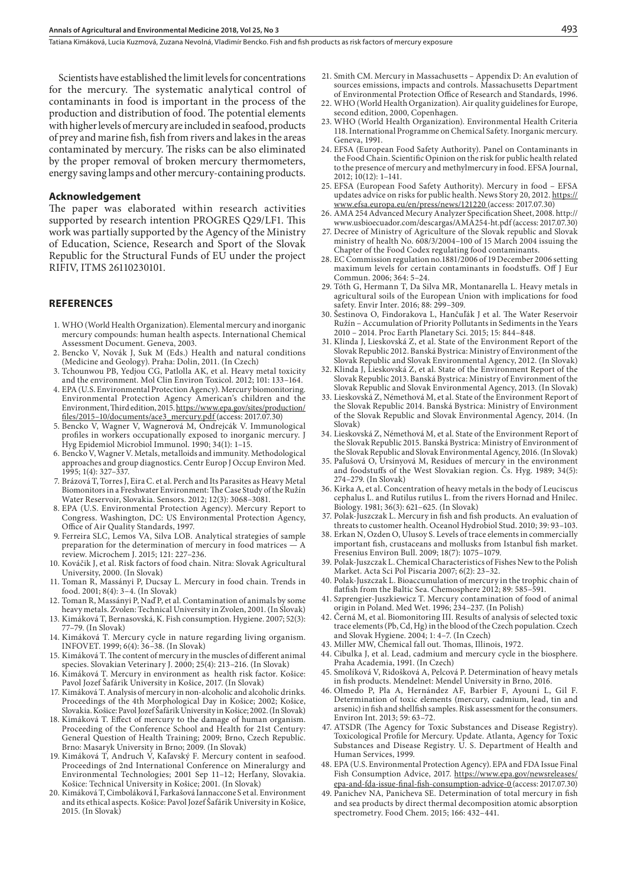Scientists have established the limit levels for concentrations for the mercury. The systematic analytical control of contaminants in food is important in the process of the production and distribution of food. The potential elements with higher levels of mercury are included in seafood, products of prey and marine fish, fish from rivers and lakes in the areas contaminated by mercury. The risks can be also eliminated by the proper removal of broken mercury thermometers, energy saving lamps and other mercury-containing products.

### Acknowledgement

The paper was elaborated within research activities supported by research intention PROGRES Q29/LF1. This work was partially supported by the Agency of the Ministry of Education, Science, Research and Sport of the Slovak Republic for the Structural Funds of EU under the project RIFIV, ITMS 26110230101.

## REFERENCES

1. WHO (World Health Organization). Elemental mercury and inorganic mercury compounds: human health aspects. International Chemical Assessment Document. Geneva, 2003.
2. Bencko V, Novák J, Suk M (Eds.) Health and natural conditions (Medicine and Geology). Praha: Dolin, 2011. (In Czech)
3. Tchounwou PB, Yedjou CG, Patlolla AK, et al. Heavy metal toxicity and the environment. Mol Clin Environ Toxicol. 2012; 101: 133–164.
4. EPA (U.S. Environmental Protection Agency). Mercury biomonitoring. Environmental Protection Agency American's children and the Environment, Third edition, 2015. https://www.epa.gov/sites/production/files/2015–10/documents/ace3_mercury.pdf (access: 2017.07.30)
5. Bencko V, Wagner V, Wagnerová M, Ondrejcák V. Immunological profiles in workers occupationally exposed to inorganic mercury. J Hyg Epidemiol Microbiol Immunol. 1990; 34(1): 1–15.
6. Bencko V, Wagner V. Metals, metalloids and immunity. Methodological approaches and group diagnostics. Centr Europ J Occup Environ Med. 1995; 1(4): 327–337.
7. Brázová T, Torres J, Eira C. et al. Perch and Its Parasites as Heavy Metal Biomonitors in a Freshwater Environment: The Case Study of the Ružín Water Reservoir, Slovakia. Sensors. 2012; 12(3): 3068–3081.
8. EPA (U.S. Environmental Protection Agency). Mercury Report to Congress. Washington, DC: US Environmental Protection Agency, Office of Air Quality Standards, 1997.
9. Ferreira SLC, Lemos VA, Silva LOB. Analytical strategies of sample preparation for the determination of mercury in food matrices — A review. Microchem J. 2015; 121: 227–236.
10. Kováčik J, et al. Risk factors of food chain. Nitra: Slovak Agricultural University, 2000. (In Slovak)
11. Toman R, Massányi P, Ducsay L. Mercury in food chain. Trends in food. 2001; 8(4): 3–4. (In Slovak)
12. Toman R, Massányi P, Naď P, et al. Contamination of animals by some heavy metals. Zvolen: Technical University in Zvolen, 2001. (In Slovak)
13. Kimáková T, Bernasovská, K. Fish consumption. Hygiene. 2007; 52(3): 77–79. (In Slovak)
14. Kimáková T. Mercury cycle in nature regarding living organism. INFOVET. 1999; 6(4): 36–38. (In Slovak)
15. Kimáková T. The content of mercury in the muscles of different animal species. Slovakian Veterinary J. 2000; 25(4): 213–216. (In Slovak)
16. Kimáková T. Mercury in environment as health risk factor. Košice: Pavol Jozef Šafárik University in Košice, 2017. (In Slovak)
17. Kimáková T. Analysis of mercury in non-alcoholic and alcoholic drinks. Proceedings of the 4th Morphological Day in Košice; 2002; Košice, Slovakia. Košice: Pavol Jozef Šafárik University in Košice; 2002. (In Slovak)
18. Kimáková T. Effect of mercury to the damage of human organism. Proceeding of the Conference School and Health for 21st Century: General Question of Health Training; 2009; Brno, Czech Republic. Brno: Masaryk University in Brno; 2009. (In Slovak)
19. Kimáková T, Andruch V, Kaľavský F. Mercury content in seafood. Proceedings of 2nd International Conference on Mineralurgy and Environmental Technologies; 2001 Sep 11–12; Herľany, Slovakia. Košice: Technical University in Košice; 2001. (In Slovak)
20. Kimáková T, Cimboláková I, Farkašová Iannaccone S et al. Environment and its ethical aspects. Košice: Pavol Jozef Šafárik University in Košice, 2015. (In Slovak)
21. Smith CM. Mercury in Massachusetts – Appendix D: An evalution of sources emissions, impacts and controls. Massachusetts Department of Environmental Protection Office of Research and Standards, 1996.
22. WHO (World Health Organization). Air quality guidelines for Europe, second edition, 2000, Copenhagen.
23. WHO (World Health Organization). Environmental Health Criteria 118. International Programme on Chemical Safety. Inorganic mercury. Geneva, 1991.
24. EFSA (European Food Safety Authority). Panel on Contaminants in the Food Chain. Scientific Opinion on the risk for public health related to the presence of mercury and methylmercury in food. EFSA Journal, 2012; 10(12): 1–141.
25. EFSA (European Food Safety Authority). Mercury in food – EFSA updates advice on risks for public health. News Story 20, 2012. https://www.efsa.europa.eu/en/press/news/121220 (access: 2017.07.30)
26. AMA 254 Advanced Mecury Analyzer Specification Sheet, 2008. http://www.usbioecuador.com/descargas/AMA254-ht.pdf (access: 2017.07.30)
27. Decree of Ministry of Agriculture of the Slovak republic and Slovak ministry of health No. 608/3/2004–100 of 15 March 2004 issuing the Chapter of the Food Codex regulating food contaminants.
28. EC Commission regulation no.1881/2006 of 19 December 2006 setting maximum levels for certain contaminants in foodstuffs. Off J Eur Commun. 2006; 364: 5–24.
29. Tóth G, Hermann T, Da Silva MR, Montanarella L. Heavy metals in agricultural soils of the European Union with implications for food safety. Envir Inter. 2016; 88: 299–309.
30. Šestinova O, Findorakova L, Hančuľák J et al. The Water Reservoir Ružín – Accumulation of Priority Pollutants in Sediments in the Years 2010 – 2014. Proc Earth Planetary Sci. 2015; 15: 844–848.
31. Klinda J, Lieskovská Z, et al. State of the Environment Report of the Slovak Republic 2012. Banská Bystrica: Ministry of Environment of the Slovak Republic and Slovak Environmental Agency, 2012. (In Slovak)
32. Klinda J, Lieskovská Z, et al. State of the Environment Report of the Slovak Republic 2013. Banská Bystrica: Ministry of Environment of the Slovak Republic and Slovak Environmental Agency, 2013. (In Slovak)
33. Lieskovská Z, Némethová M, et al. State of the Environment Report of the Slovak Republic 2014. Banská Bystrica: Ministry of Environment of the Slovak Republic and Slovak Environmental Agency, 2014. (In Slovak)
34. Lieskovská Z, Némethová M, et al. State of the Environment Report of the Slovak Republic 2015. Banská Bystrica: Ministry of Environment of the Slovak Republic and Slovak Environmental Agency, 2016. (In Slovak)
35. Paľušová O, Ursínyová M, Residues of mercury in the environment and foodstuffs of the West Slovakian region. Čs. Hyg. 1989; 34(5): 274–279. (In Slovak)
36. Kirka A, et al. Concentration of heavy metals in the body of Leuciscus cephalus L. and Rutilus rutilus L. from the rivers Hornad and Hnilec. Biology. 1981; 36(3): 621–625. (In Slovak)
37. Polak-Juszczak L. Mercury in fish and fish products. An evaluation of threats to customer health. Oceanol Hydrobiol Stud. 2010; 39: 93–103.
38. Erkan N, Ozden O, Ulusoy S. Levels of trace elements in commercially important fish, crustaceans and mollusks from Istanbul fish market. Fresenius Environ Bull. 2009; 18(7): 1075–1079.
39. Polak-Juszczak L. Chemical Characteristics of Fishes New to the Polish Market. Acta Sci Pol Piscaria 2007; 6(2): 23–32.
40. Polak-Juszczak L. Bioaccumulation of mercury in the trophic chain of flatfish from the Baltic Sea. Chemosphere 2012; 89: 585–591.
41. Szprengier-Juszkiewicz T. Mercury contamination of food of animal origin in Poland. Med Wet. 1996; 234–237. (In Polish)
42. Černá M, et al. Biomonitoring III. Results of analysis of selected toxic trace elements (Pb, Cd, Hg) in the blood of the Czech population. Czech and Slovak Hygiene. 2004; 1: 4–7. (In Czech)
43. Miller MW, Chemical fall out. Thomas, Illinois, 1972.
44. Cibulka J, et al. Lead, cadmium and mercury cycle in the biosphere. Praha Academia, 1991. (In Czech)
45. Smolíková V, Ridošková A, Pelcová P. Determination of heavy metals in fish products. Mendelnet: Mendel University in Brno, 2016.
46. Olmedo P, Pla A, Hernández AF, Barbier F, Ayouni L, Gil F. Determination of toxic elements (mercury, cadmium, lead, tin and arsenic) in fish and shellfish samples. Risk assessment for the consumers. Environ Int. 2013; 59: 63–72.
47. ATSDR (The Agency for Toxic Substances and Disease Registry). Toxicological Profile for Mercury. Update. Atlanta, Agency for Toxic Substances and Disease Registry. U. S. Department of Health and Human Services, 1999.
48. EPA (U.S. Environmental Protection Agency). EPA and FDA Issue Final Fish Consumption Advice, 2017. https://www.epa.gov/newsreleases/epa-and-fda-issue-final-fish-consumption-advice-0 (access: 2017.07.30)
49. Panichev NA, Panicheva SE. Determination of total mercury in fish and sea products by direct thermal decomposition atomic absorption spectrometry. Food Chem. 2015; 166: 432–441.